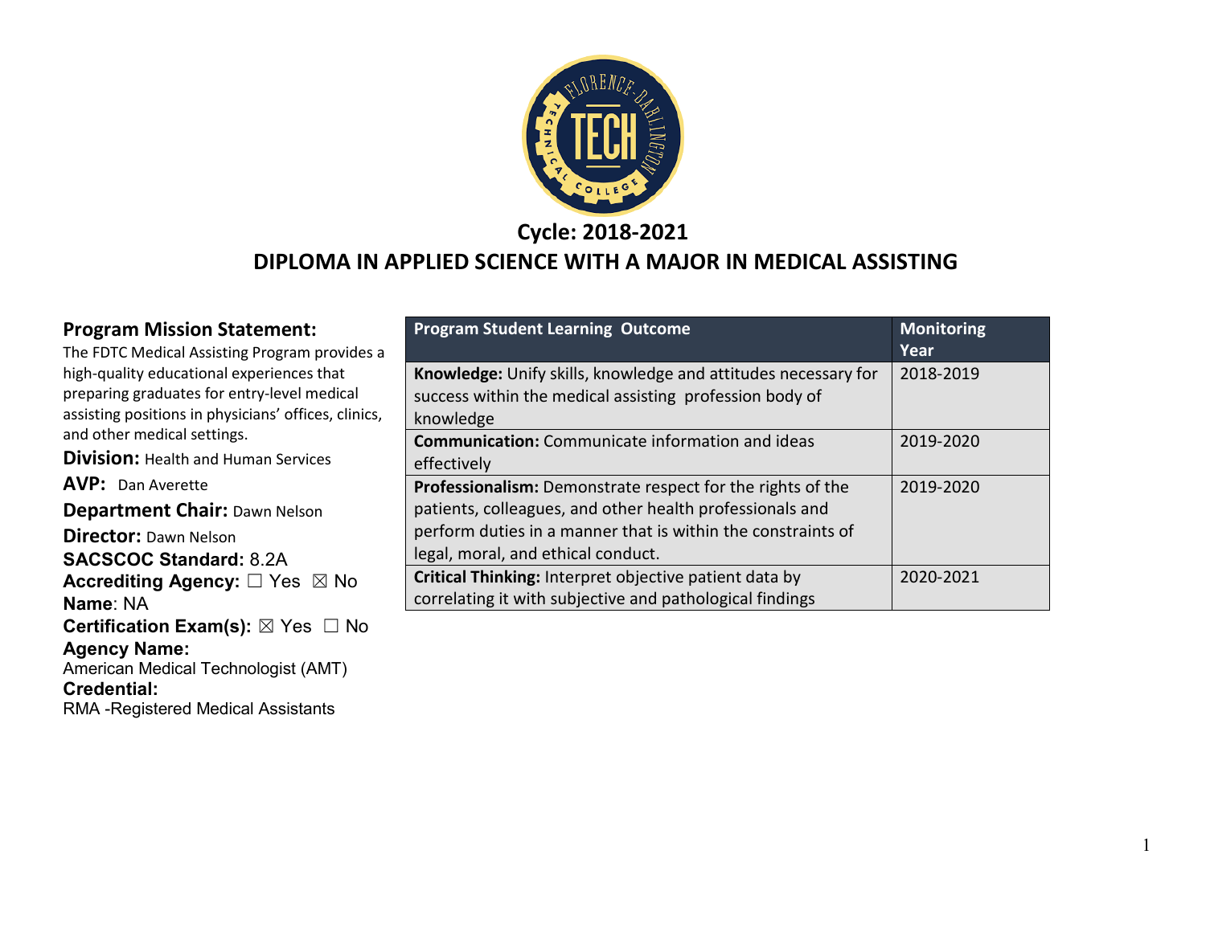## Cycle: 2018-2021

# DIPLOMA IN APPLIED SCIENCE WITH A MAJOR IN MEDICAL ASSISTING

**Program Mission Statement:**
The FDTC Medical Assisting Program provides a high-quality educational experiences that preparing graduates for entry-level medical assisting positions in physicians' offices, clinics, and other medical settings.

**Division:** Health and Human Services

**AVP:** Dan Averette

**Department Chair:** Dawn Nelson

**Director:** Dawn Nelson

**SACSCOC Standard:** 8.2A

**Accrediting Agency:** ☐ Yes ☒ No

**Name**: NA

**Certification Exam(s):** ☒ Yes ☐ No

**Agency Name:**
American Medical Technologist (AMT)

**Credential:**
RMA -Registered Medical Assistants

| Program Student Learning Outcome | Monitoring Year |
|---|---|
| **Knowledge:** Unify skills, knowledge and attitudes necessary for success within the medical assisting profession body of knowledge | 2018-2019 |
| **Communication:** Communicate information and ideas effectively | 2019-2020 |
| **Professionalism:** Demonstrate respect for the rights of the patients, colleagues, and other health professionals and perform duties in a manner that is within the constraints of legal, moral, and ethical conduct. | 2019-2020 |
| **Critical Thinking:** Interpret objective patient data by correlating it with subjective and pathological findings | 2020-2021 |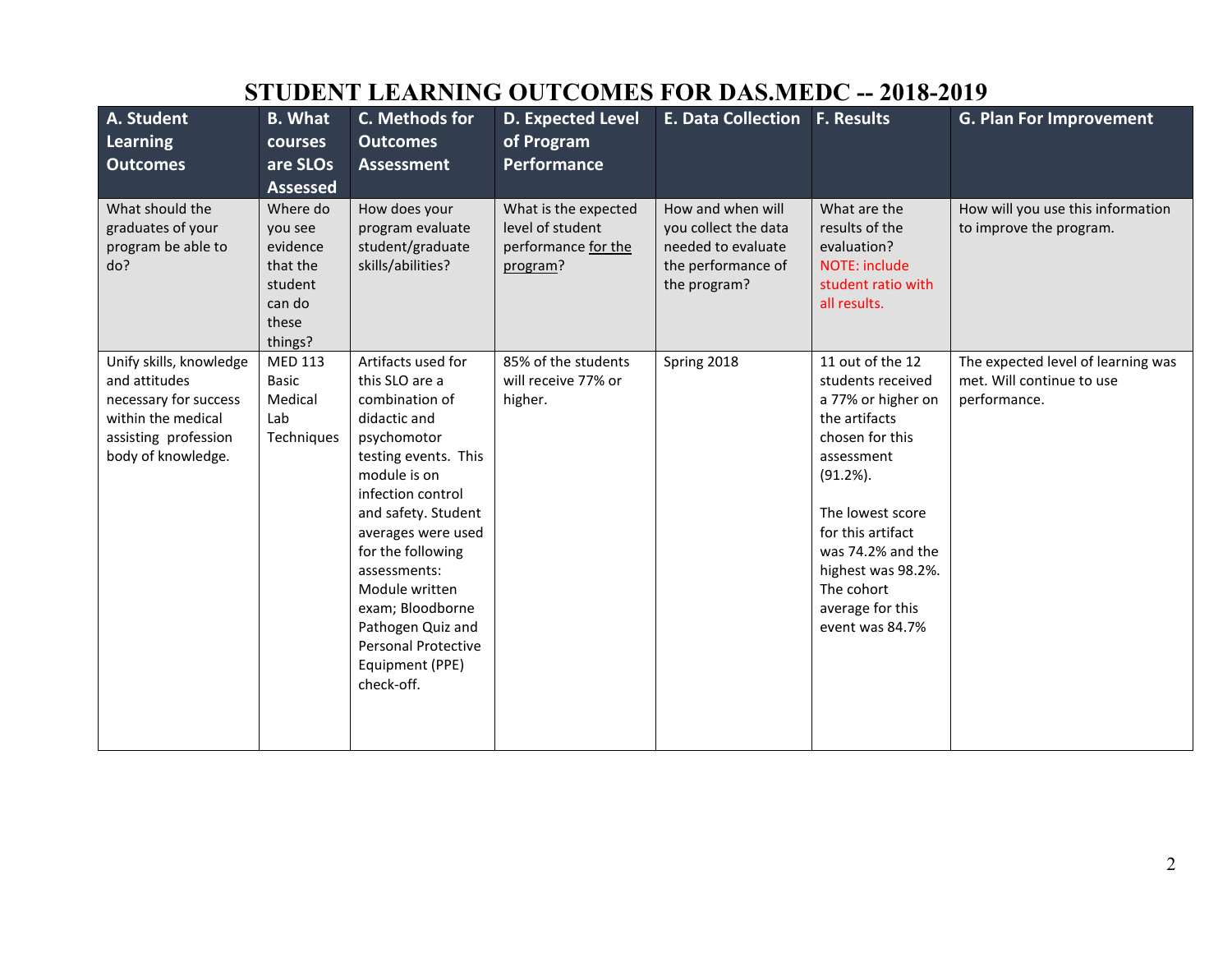# STUDENT LEARNING OUTCOMES FOR DAS.MEDC -- 2018-2019

| A. Student Learning Outcomes | B. What courses are SLOs Assessed | C. Methods for Outcomes Assessment | D. Expected Level of Program Performance | E. Data Collection | F. Results | G. Plan For Improvement |
|---|---|---|---|---|---|---|
| What should the graduates of your program be able to do? | Where do you see evidence that the student can do these things? | How does your program evaluate student/graduate skills/abilities? | What is the expected level of student performance for the program? | How and when will you collect the data needed to evaluate the performance of the program? | What are the results of the evaluation? NOTE: include student ratio with all results. | How will you use this information to improve the program. |
| Unify skills, knowledge and attitudes necessary for success within the medical assisting profession body of knowledge. | MED 113 Basic Medical Lab Techniques | Artifacts used for this SLO are a combination of didactic and psychomotor testing events. This module is on infection control and safety. Student averages were used for the following assessments: Module written exam; Bloodborne Pathogen Quiz and Personal Protective Equipment (PPE) check-off. | 85% of the students will receive 77% or higher. | Spring 2018 | 11 out of the 12 students received a 77% or higher on the artifacts chosen for this assessment (91.2%).<br><br>The lowest score for this artifact was 74.2% and the highest was 98.2%. The cohort average for this event was 84.7% | The expected level of learning was met. Will continue to use performance. |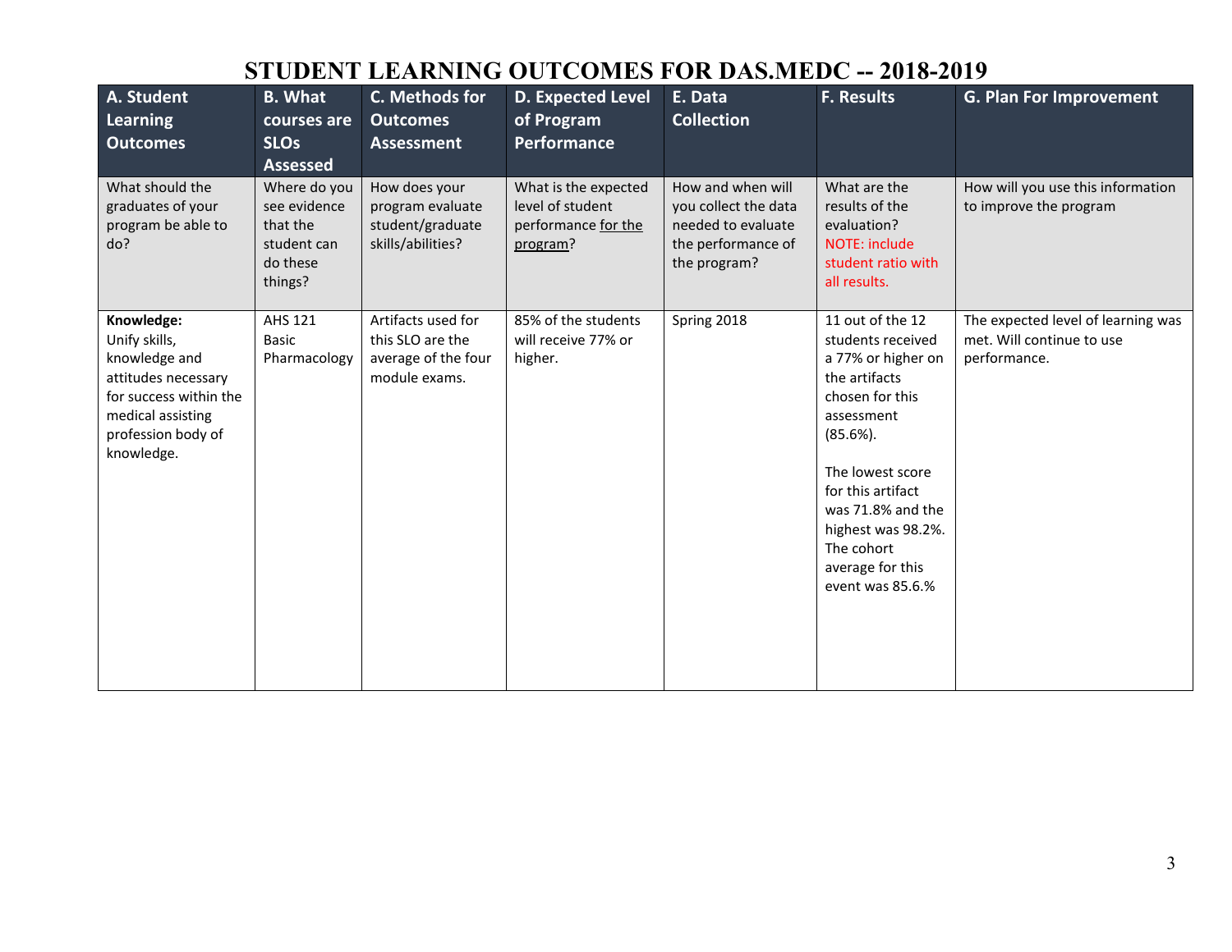# STUDENT LEARNING OUTCOMES FOR DAS.MEDC -- 2018-2019

| A. Student Learning Outcomes | B. What courses are SLOs Assessed | C. Methods for Outcomes Assessment | D. Expected Level of Program Performance | E. Data Collection | F. Results | G. Plan For Improvement |
|---|---|---|---|---|---|---|
| What should the graduates of your program be able to do? | Where do you see evidence that the student can do these things? | How does your program evaluate student/graduate skills/abilities? | What is the expected level of student performance for the program? | How and when will you collect the data needed to evaluate the performance of the program? | What are the results of the evaluation? NOTE: include student ratio with all results. | How will you use this information to improve the program |
| **Knowledge:** Unify skills, knowledge and attitudes necessary for success within the medical assisting profession body of knowledge. | AHS 121 Basic Pharmacology | Artifacts used for this SLO are the average of the four module exams. | 85% of the students will receive 77% or higher. | Spring 2018 | 11 out of the 12 students received a 77% or higher on the artifacts chosen for this assessment (85.6%).<br><br>The lowest score for this artifact was 71.8% and the highest was 98.2%. The cohort average for this event was 85.6.% | The expected level of learning was met. Will continue to use performance. |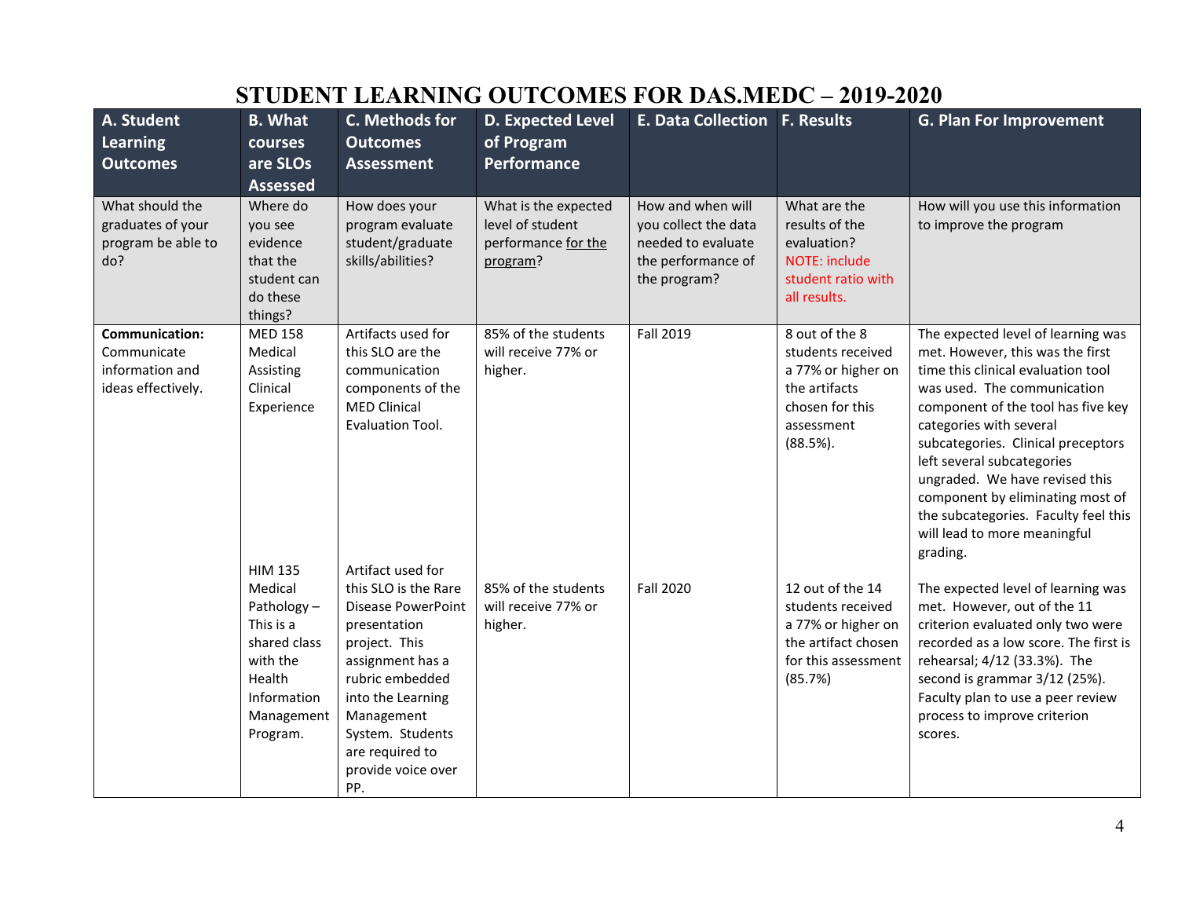# STUDENT LEARNING OUTCOMES FOR DAS.MEDC – 2019-2020

| A. Student Learning Outcomes | B. What courses are SLOs Assessed | C. Methods for Outcomes Assessment | D. Expected Level of Program Performance | E. Data Collection | F. Results | G. Plan For Improvement |
|---|---|---|---|---|---|---|
| What should the graduates of your program be able to do? | Where do you see evidence that the student can do these things? | How does your program evaluate student/graduate skills/abilities? | What is the expected level of student performance for the program? | How and when will you collect the data needed to evaluate the performance of the program? | What are the results of the evaluation? NOTE: include student ratio with all results. | How will you use this information to improve the program |
| **Communication:** Communicate information and ideas effectively. | MED 158 Medical Assisting Clinical Experience | Artifacts used for this SLO are the communication components of the MED Clinical Evaluation Tool. | 85% of the students will receive 77% or higher. | Fall 2019 | 8 out of the 8 students received a 77% or higher on the artifacts chosen for this assessment (88.5%). | The expected level of learning was met. However, this was the first time this clinical evaluation tool was used. The communication component of the tool has five key categories with several subcategories. Clinical preceptors left several subcategories ungraded. We have revised this component by eliminating most of the subcategories. Faculty feel this will lead to more meaningful grading. |
| | HIM 135 Medical Pathology – This is a shared class with the Health Information Management Program. | Artifact used for this SLO is the Rare Disease PowerPoint presentation project. This assignment has a rubric embedded into the Learning Management System. Students are required to provide voice over PP. | 85% of the students will receive 77% or higher. | Fall 2020 | 12 out of the 14 students received a 77% or higher on the artifact chosen for this assessment (85.7%) | The expected level of learning was met. However, out of the 11 criterion evaluated only two were recorded as a low score. The first is rehearsal; 4/12 (33.3%). The second is grammar 3/12 (25%). Faculty plan to use a peer review process to improve criterion scores. |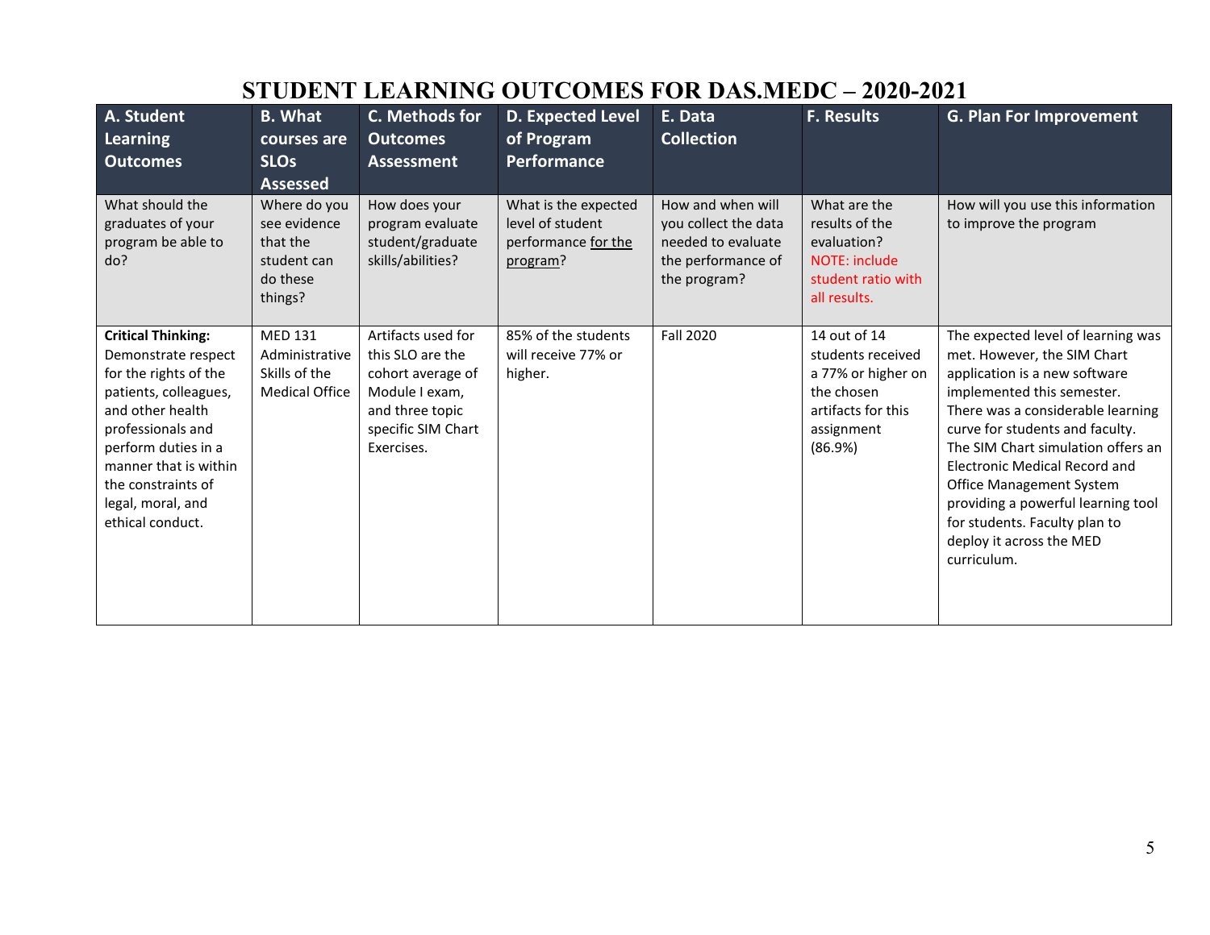# STUDENT LEARNING OUTCOMES FOR DAS.MEDC – 2020-2021

| A. Student Learning Outcomes | B. What courses are SLOs Assessed | C. Methods for Outcomes Assessment | D. Expected Level of Program Performance | E. Data Collection | F. Results | G. Plan For Improvement |
|---|---|---|---|---|---|---|
| What should the graduates of your program be able to do? | Where do you see evidence that the student can do these things? | How does your program evaluate student/graduate skills/abilities? | What is the expected level of student performance for the program? | How and when will you collect the data needed to evaluate the performance of the program? | What are the results of the evaluation? NOTE: include student ratio with all results. | How will you use this information to improve the program |
| **Critical Thinking:** Demonstrate respect for the rights of the patients, colleagues, and other health professionals and perform duties in a manner that is within the constraints of legal, moral, and ethical conduct. | MED 131 Administrative Skills of the Medical Office | Artifacts used for this SLO are the cohort average of Module I exam, and three topic specific SIM Chart Exercises. | 85% of the students will receive 77% or higher. | Fall 2020 | 14 out of 14 students received a 77% or higher on the chosen artifacts for this assignment (86.9%) | The expected level of learning was met. However, the SIM Chart application is a new software implemented this semester. There was a considerable learning curve for students and faculty. The SIM Chart simulation offers an Electronic Medical Record and Office Management System providing a powerful learning tool for students. Faculty plan to deploy it across the MED curriculum. |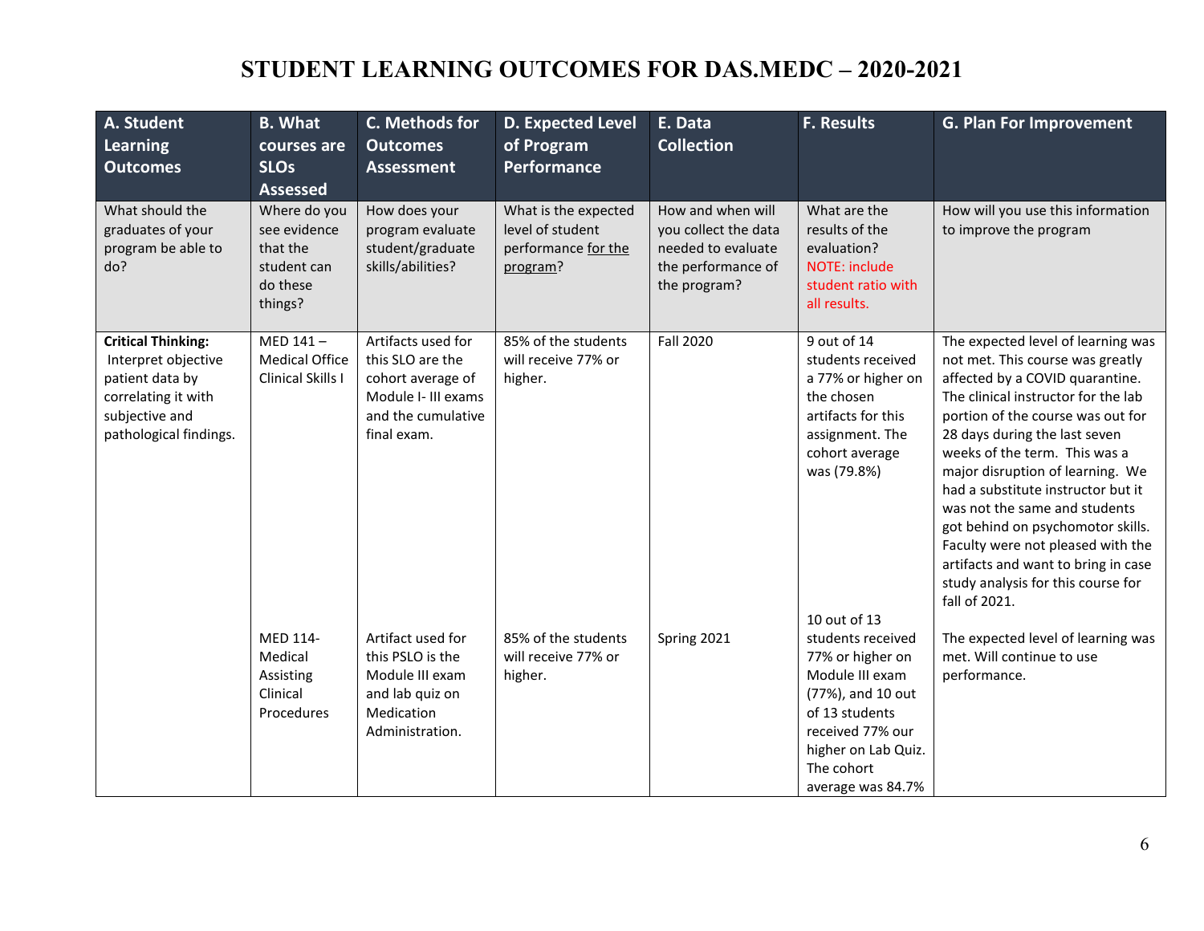# STUDENT LEARNING OUTCOMES FOR DAS.MEDC – 2020-2021

| A. Student Learning Outcomes | B. What courses are SLOs Assessed | C. Methods for Outcomes Assessment | D. Expected Level of Program Performance | E. Data Collection | F. Results | G. Plan For Improvement |
|---|---|---|---|---|---|---|
| What should the graduates of your program be able to do? | Where do you see evidence that the student can do these things? | How does your program evaluate student/graduate skills/abilities? | What is the expected level of student performance for the program? | How and when will you collect the data needed to evaluate the performance of the program? | What are the results of the evaluation? NOTE: include student ratio with all results. | How will you use this information to improve the program |
| **Critical Thinking:** Interpret objective patient data by correlating it with subjective and pathological findings. | MED 141 – Medical Office Clinical Skills I | Artifacts used for this SLO are the cohort average of Module I- III exams and the cumulative final exam. | 85% of the students will receive 77% or higher. | Fall 2020 | 9 out of 14 students received a 77% or higher on the chosen artifacts for this assignment. The cohort average was (79.8%) | The expected level of learning was not met. This course was greatly affected by a COVID quarantine. The clinical instructor for the lab portion of the course was out for 28 days during the last seven weeks of the term. This was a major disruption of learning. We had a substitute instructor but it was not the same and students got behind on psychomotor skills. Faculty were not pleased with the artifacts and want to bring in case study analysis for this course for fall of 2021. |
| | MED 114- Medical Assisting Clinical Procedures | Artifact used for this PSLO is the Module III exam and lab quiz on Medication Administration. | 85% of the students will receive 77% or higher. | Spring 2021 | 10 out of 13 students received 77% or higher on Module III exam (77%), and 10 out of 13 students received 77% our higher on Lab Quiz. The cohort average was 84.7% | The expected level of learning was met. Will continue to use performance. |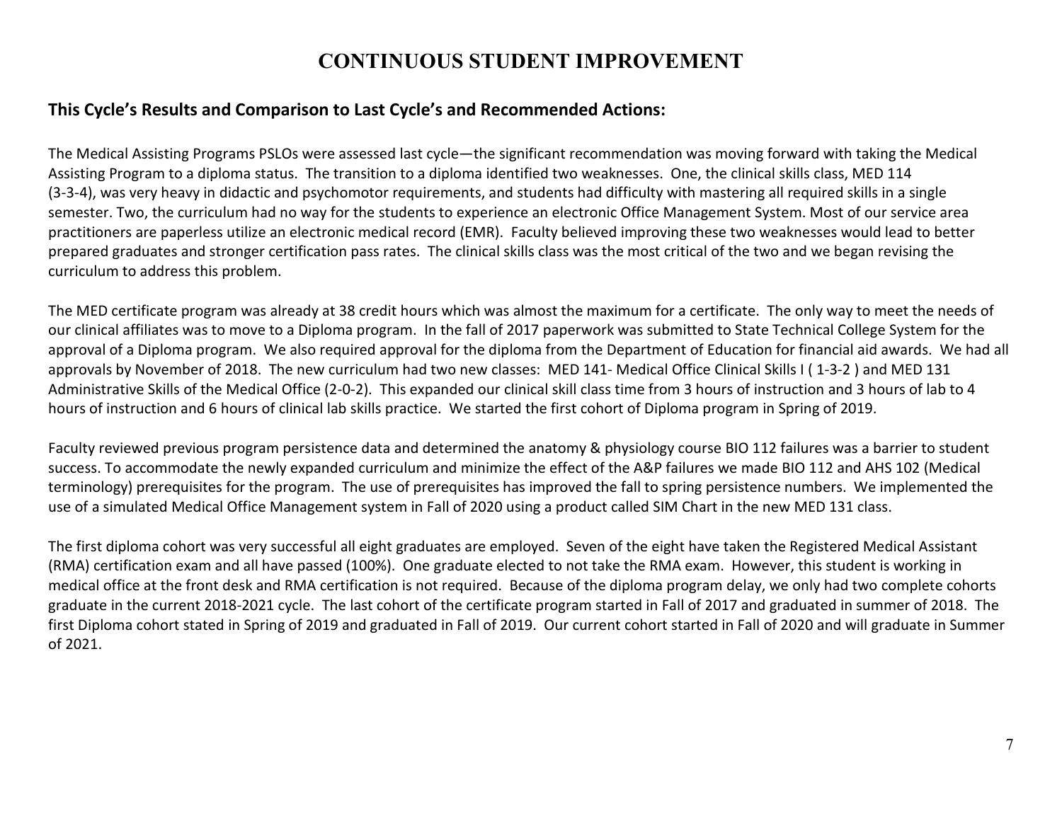# CONTINUOUS STUDENT IMPROVEMENT

## This Cycle's Results and Comparison to Last Cycle's and Recommended Actions:

The Medical Assisting Programs PSLOs were assessed last cycle—the significant recommendation was moving forward with taking the Medical Assisting Program to a diploma status. The transition to a diploma identified two weaknesses. One, the clinical skills class, MED 114 (3-3-4), was very heavy in didactic and psychomotor requirements, and students had difficulty with mastering all required skills in a single semester. Two, the curriculum had no way for the students to experience an electronic Office Management System. Most of our service area practitioners are paperless utilize an electronic medical record (EMR). Faculty believed improving these two weaknesses would lead to better prepared graduates and stronger certification pass rates. The clinical skills class was the most critical of the two and we began revising the curriculum to address this problem.

The MED certificate program was already at 38 credit hours which was almost the maximum for a certificate. The only way to meet the needs of our clinical affiliates was to move to a Diploma program. In the fall of 2017 paperwork was submitted to State Technical College System for the approval of a Diploma program. We also required approval for the diploma from the Department of Education for financial aid awards. We had all approvals by November of 2018. The new curriculum had two new classes: MED 141- Medical Office Clinical Skills I ( 1-3-2 ) and MED 131 Administrative Skills of the Medical Office (2-0-2). This expanded our clinical skill class time from 3 hours of instruction and 3 hours of lab to 4 hours of instruction and 6 hours of clinical lab skills practice. We started the first cohort of Diploma program in Spring of 2019.

Faculty reviewed previous program persistence data and determined the anatomy & physiology course BIO 112 failures was a barrier to student success. To accommodate the newly expanded curriculum and minimize the effect of the A&P failures we made BIO 112 and AHS 102 (Medical terminology) prerequisites for the program. The use of prerequisites has improved the fall to spring persistence numbers. We implemented the use of a simulated Medical Office Management system in Fall of 2020 using a product called SIM Chart in the new MED 131 class.

The first diploma cohort was very successful all eight graduates are employed. Seven of the eight have taken the Registered Medical Assistant (RMA) certification exam and all have passed (100%). One graduate elected to not take the RMA exam. However, this student is working in medical office at the front desk and RMA certification is not required. Because of the diploma program delay, we only had two complete cohorts graduate in the current 2018-2021 cycle. The last cohort of the certificate program started in Fall of 2017 and graduated in summer of 2018. The first Diploma cohort stated in Spring of 2019 and graduated in Fall of 2019. Our current cohort started in Fall of 2020 and will graduate in Summer of 2021.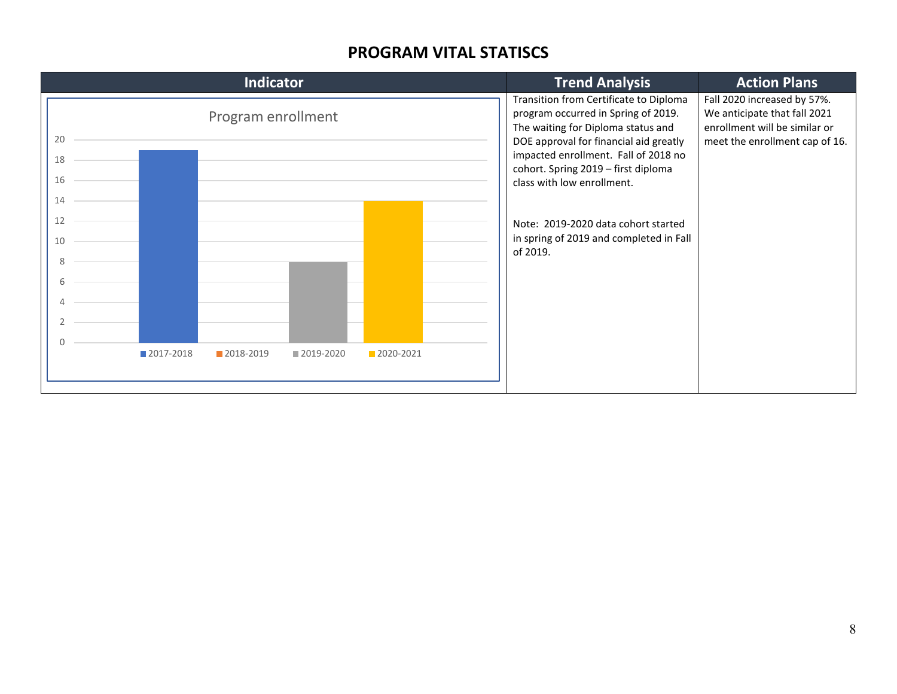# PROGRAM VITAL STATISCS

| Indicator | Trend Analysis | Action Plans |
| --- | --- | --- |
| Program enrollment<br><br>2017-2018: 19<br>2018-2019: 0<br>2019-2020: 8<br>2020-2021: 14 | Transition from Certificate to Diploma program occurred in Spring of 2019. The waiting for Diploma status and DOE approval for financial aid greatly impacted enrollment. Fall of 2018 no cohort. Spring 2019 – first diploma class with low enrollment.<br><br>Note: 2019-2020 data cohort started in spring of 2019 and completed in Fall of 2019. | Fall 2020 increased by 57%. We anticipate that fall 2021 enrollment will be similar or meet the enrollment cap of 16. |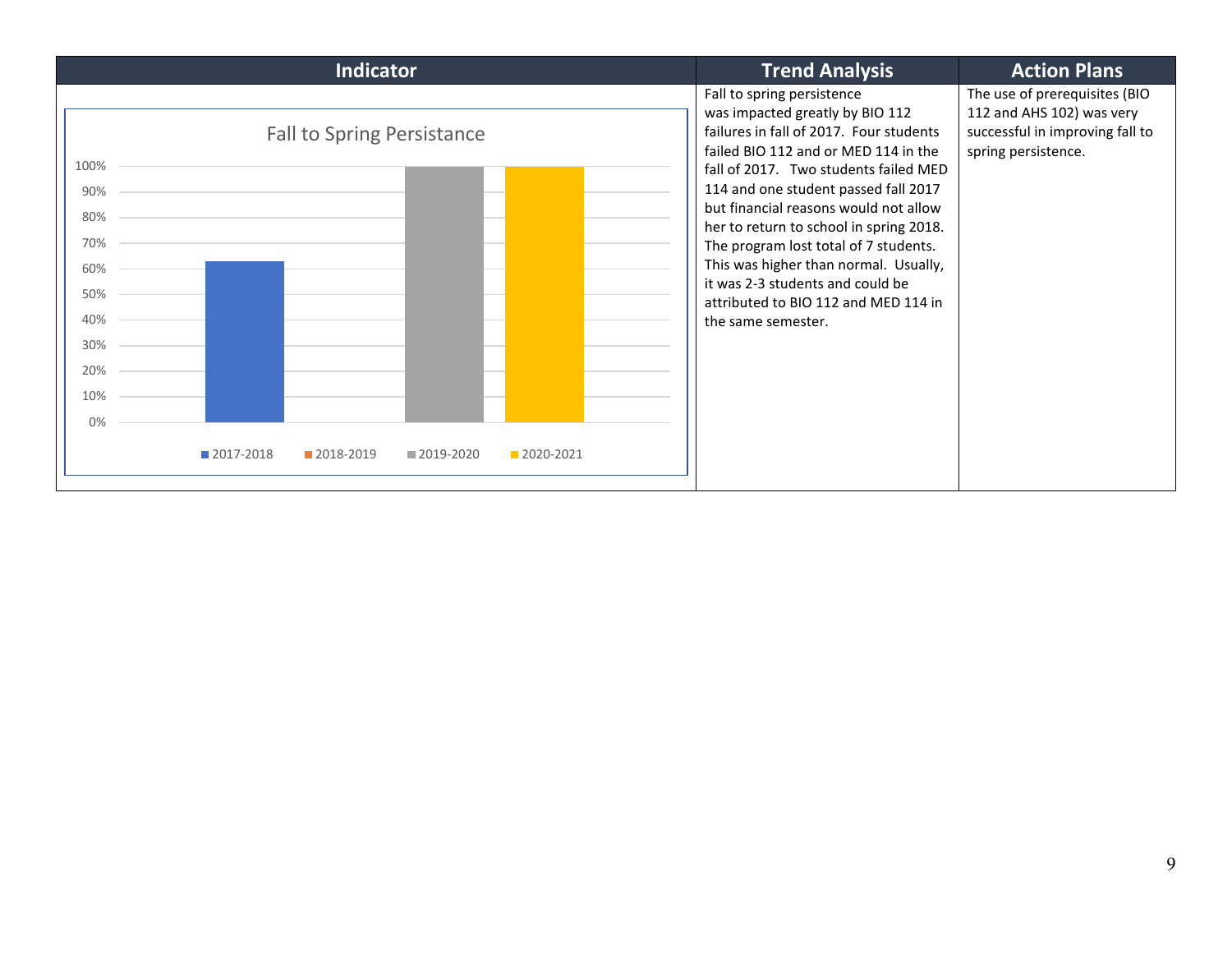| Indicator | Trend Analysis | Action Plans |
|---|---|---|
| **Fall to Spring Persistance**<br><br>100%, 90%, 80%, 70%, 60%, 50%, 40%, 30%, 20%, 10%, 0%<br><br>2017-2018, 2018-2019, 2019-2020, 2020-2021 | Fall to spring persistence was impacted greatly by BIO 112 failures in fall of 2017. Four students failed BIO 112 and or MED 114 in the fall of 2017. Two students failed MED 114 and one student passed fall 2017 but financial reasons would not allow her to return to school in spring 2018. The program lost total of 7 students. This was higher than normal. Usually, it was 2-3 students and could be attributed to BIO 112 and MED 114 in the same semester. | The use of prerequisites (BIO 112 and AHS 102) was very successful in improving fall to spring persistence. |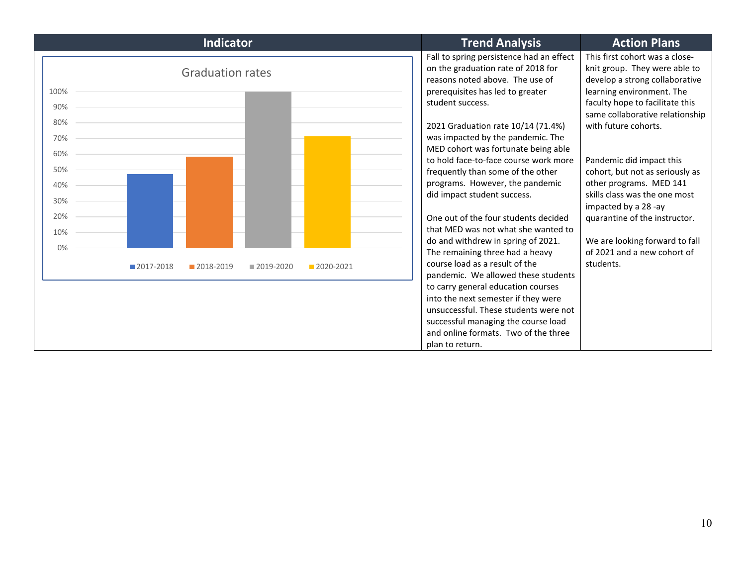| Indicator | Trend Analysis | Action Plans |
|---|---|---|
| Graduation rates<br><br>100%, 90%, 80%, 70%, 60%, 50%, 40%, 30%, 20%, 10%, 0%<br><br>2017-2018, 2018-2019, 2019-2020, 2020-2021 | Fall to spring persistence had an effect on the graduation rate of 2018 for reasons noted above. The use of prerequisites has led to greater student success.<br><br>2021 Graduation rate 10/14 (71.4%) was impacted by the pandemic. The MED cohort was fortunate being able to hold face-to-face course work more frequently than some of the other programs. However, the pandemic did impact student success.<br><br>One out of the four students decided that MED was not what she wanted to do and withdrew in spring of 2021. The remaining three had a heavy course load as a result of the pandemic. We allowed these students to carry general education courses into the next semester if they were unsuccessful. These students were not successful managing the course load and online formats. Two of the three plan to return. | This first cohort was a close-knit group. They were able to develop a strong collaborative learning environment. The faculty hope to facilitate this same collaborative relationship with future cohorts.<br><br>Pandemic did impact this cohort, but not as seriously as other programs. MED 141 skills class was the one most impacted by a 28 -ay quarantine of the instructor.<br><br>We are looking forward to fall of 2021 and a new cohort of students. |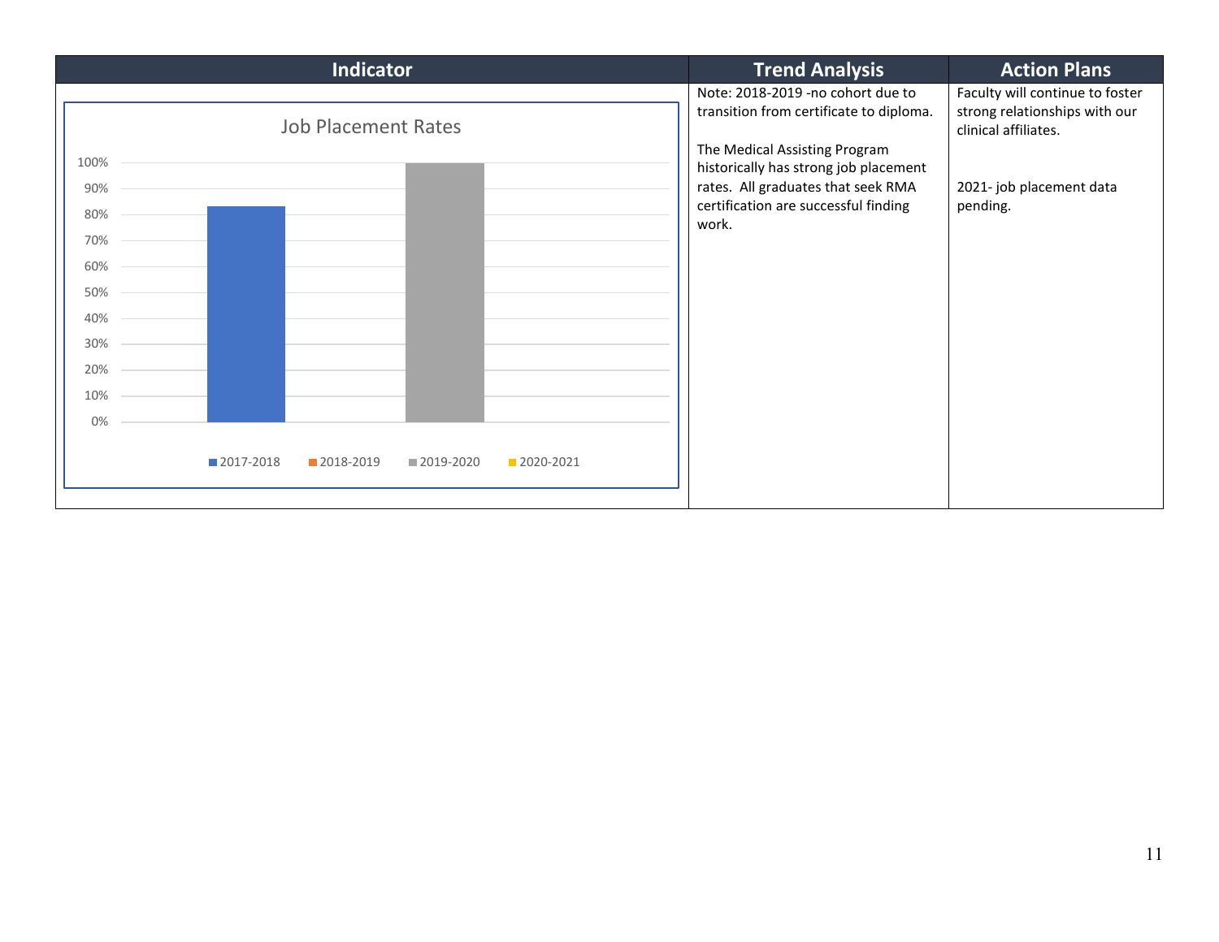| Indicator | Trend Analysis | Action Plans |
|---|---|---|
| Job Placement Rates<br><br>100%<br>90%<br>80%<br>70%<br>60%<br>50%<br>40%<br>30%<br>20%<br>10%<br>0%<br><br>2017-2018 2018-2019 2019-2020 2020-2021 | Note: 2018-2019 -no cohort due to transition from certificate to diploma.<br><br>The Medical Assisting Program historically has strong job placement rates. All graduates that seek RMA certification are successful finding work. | Faculty will continue to foster strong relationships with our clinical affiliates.<br><br>2021- job placement data pending. |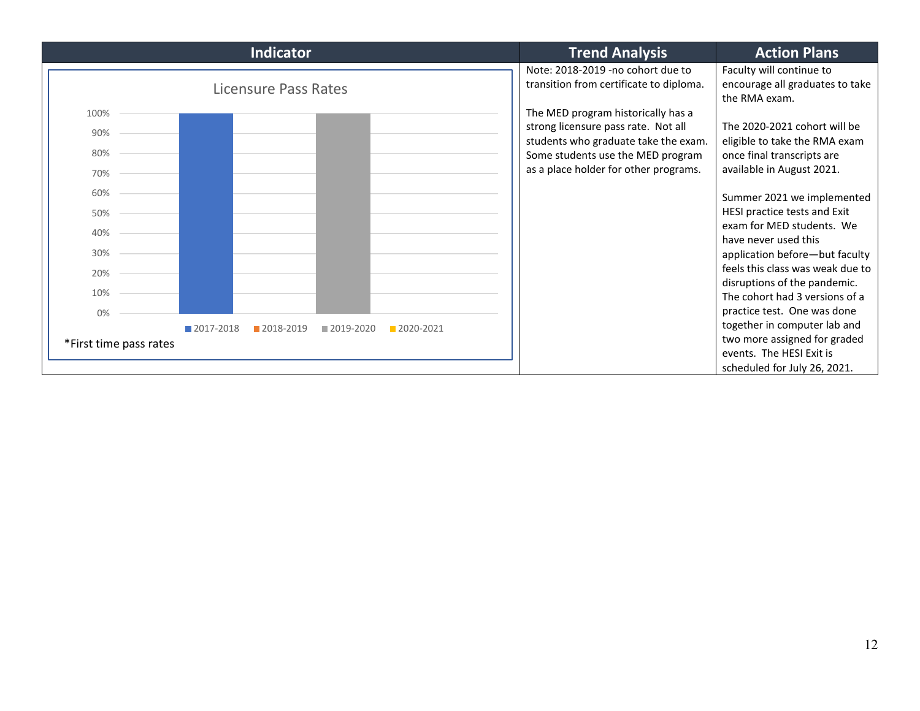| Indicator | Trend Analysis | Action Plans |
|---|---|---|
| Licensure Pass Rates<br>100%<br>90%<br>80%<br>70%<br>60%<br>50%<br>40%<br>30%<br>20%<br>10%<br>0%<br>2017-2018 2018-2019 2019-2020 2020-2021<br>*First time pass rates | Note: 2018-2019 -no cohort due to transition from certificate to diploma.<br><br>The MED program historically has a strong licensure pass rate. Not all students who graduate take the exam. Some students use the MED program as a place holder for other programs. | Faculty will continue to encourage all graduates to take the RMA exam.<br><br>The 2020-2021 cohort will be eligible to take the RMA exam once final transcripts are available in August 2021.<br><br>Summer 2021 we implemented HESI practice tests and Exit exam for MED students. We have never used this application before—but faculty feels this class was weak due to disruptions of the pandemic. The cohort had 3 versions of a practice test. One was done together in computer lab and two more assigned for graded events. The HESI Exit is scheduled for July 26, 2021. |